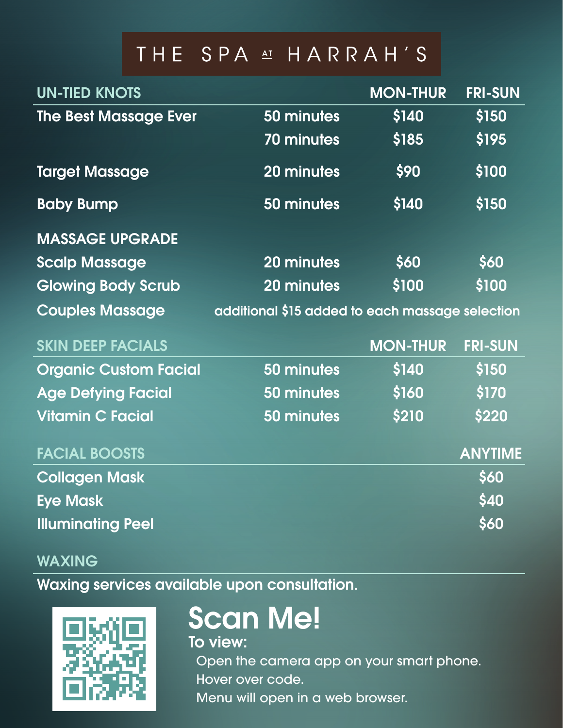# THE SPA AT HARRAH'S

| UN-TIED KNOTS | | MON-THUR | FRI-SUN |
|---|---|---|---|
| The Best Massage Ever | 50 minutes | $140 | $150 |
| | 70 minutes | $185 | $195 |
| Target Massage | 20 minutes | $90 | $100 |
| Baby Bump | 50 minutes | $140 | $150 |
| **MASSAGE UPGRADE** | | | |
| Scalp Massage | 20 minutes | $60 | $60 |
| Glowing Body Scrub | 20 minutes | $100 | $100 |
| Couples Massage | additional $15 added to each massage selection | | |

| SKIN DEEP FACIALS | | MON-THUR | FRI-SUN |
|---|---|---|---|
| Organic Custom Facial | 50 minutes | $140 | $150 |
| Age Defying Facial | 50 minutes | $160 | $170 |
| Vitamin C Facial | 50 minutes | $210 | $220 |

| FACIAL BOOSTS | ANYTIME |
|---|---|
| Collagen Mask | $60 |
| Eye Mask | $40 |
| Illuminating Peel | $60 |

## WAXING

Waxing services available upon consultation.

## Scan Me!

**To view:**

Open the camera app on your smart phone.
Hover over code.
Menu will open in a web browser.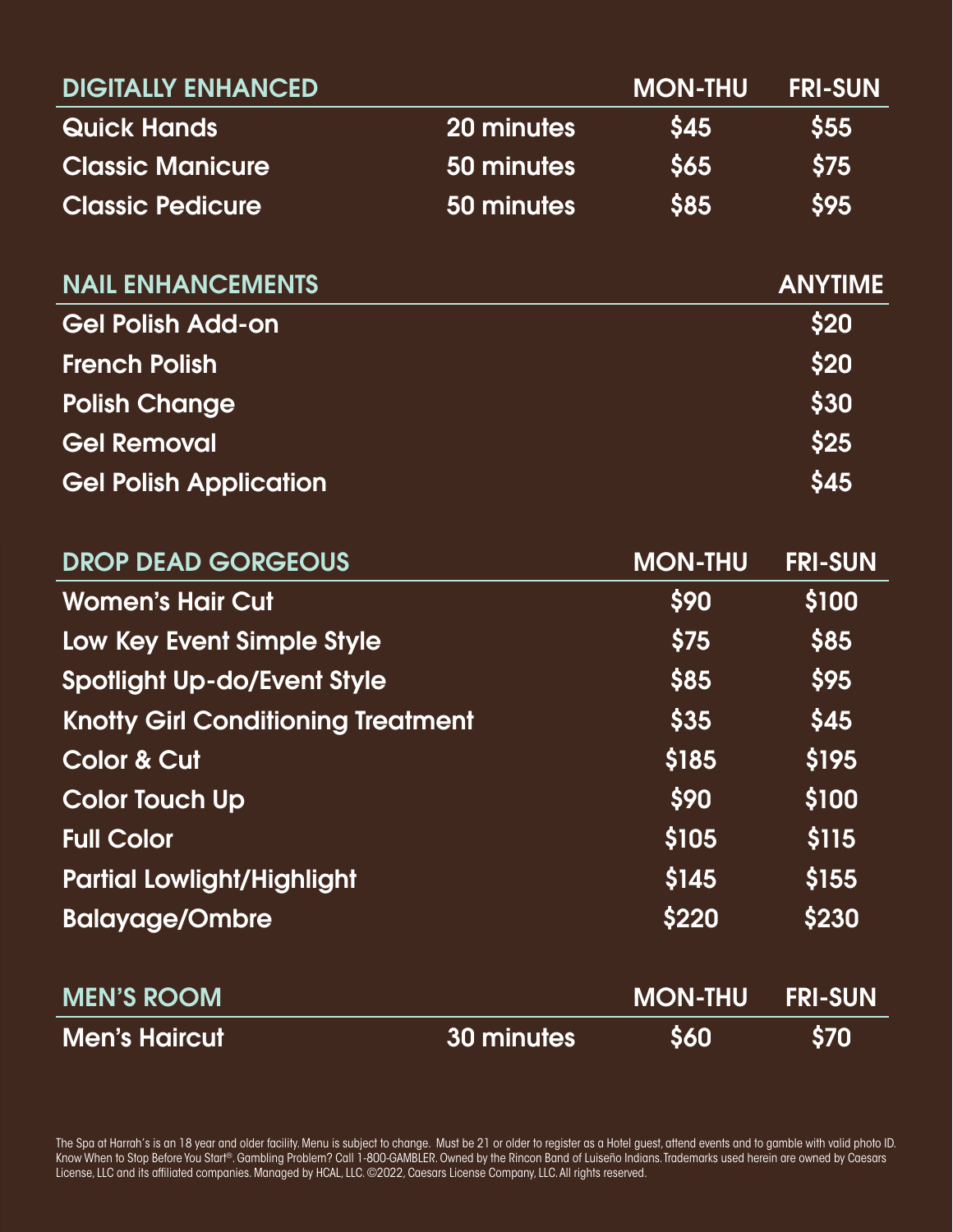| DIGITALLY ENHANCED | | MON-THU | FRI-SUN |
|---|---|---|---|
| Quick Hands | 20 minutes | $45 | $55 |
| Classic Manicure | 50 minutes | $65 | $75 |
| Classic Pedicure | 50 minutes | $85 | $95 |

| NAIL ENHANCEMENTS | ANYTIME |
|---|---|
| Gel Polish Add-on | $20 |
| French Polish | $20 |
| Polish Change | $30 |
| Gel Removal | $25 |
| Gel Polish Application | $45 |

| DROP DEAD GORGEOUS | MON-THU | FRI-SUN |
|---|---|---|
| Women's Hair Cut | $90 | $100 |
| Low Key Event Simple Style | $75 | $85 |
| Spotlight Up-do/Event Style | $85 | $95 |
| Knotty Girl Conditioning Treatment | $35 | $45 |
| Color & Cut | $185 | $195 |
| Color Touch Up | $90 | $100 |
| Full Color | $105 | $115 |
| Partial Lowlight/Highlight | $145 | $155 |
| Balayage/Ombre | $220 | $230 |

| MEN'S ROOM | | MON-THU | FRI-SUN |
|---|---|---|---|
| Men's Haircut | 30 minutes | $60 | $70 |

The Spa at Harrah's is an 18 year and older facility. Menu is subject to change. Must be 21 or older to register as a Hotel guest, attend events and to gamble with valid photo ID. Know When to Stop Before You Start®. Gambling Problem? Call 1-800-GAMBLER. Owned by the Rincon Band of Luiseño Indians. Trademarks used herein are owned by Caesars License, LLC and its affiliated companies. Managed by HCAL, LLC. ©2022, Caesars License Company, LLC. All rights reserved.